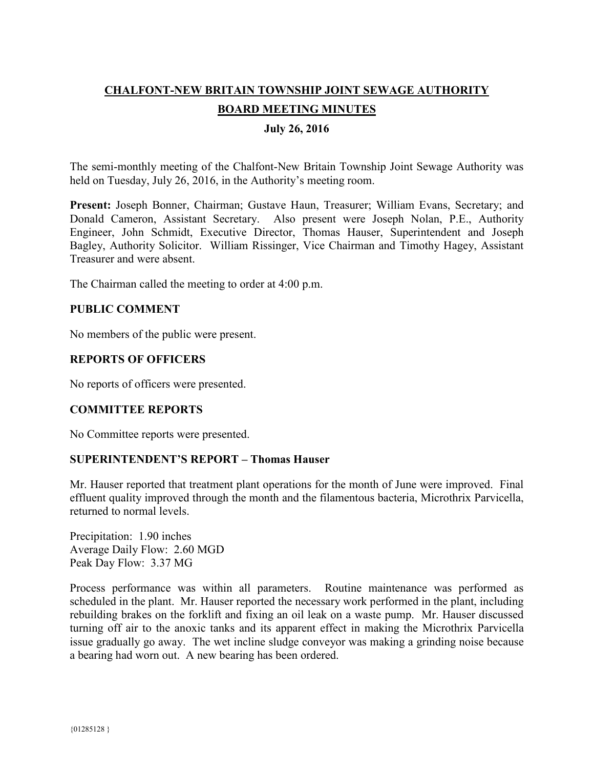# CHALFONT-NEW BRITAIN TOWNSHIP JOINT SEWAGE AUTHORITY

## BOARD MEETING MINUTES

### July 26, 2016

The semi-monthly meeting of the Chalfont-New Britain Township Joint Sewage Authority was held on Tuesday, July 26, 2016, in the Authority's meeting room.

**Present:** Joseph Bonner, Chairman; Gustave Haun, Treasurer; William Evans, Secretary; and Donald Cameron, Assistant Secretary. Also present were Joseph Nolan, P.E., Authority Engineer, John Schmidt, Executive Director, Thomas Hauser, Superintendent and Joseph Bagley, Authority Solicitor. William Rissinger, Vice Chairman and Timothy Hagey, Assistant Treasurer and were absent.

The Chairman called the meeting to order at 4:00 p.m.

**PUBLIC COMMENT**

No members of the public were present.

**REPORTS OF OFFICERS**

No reports of officers were presented.

**COMMITTEE REPORTS**

No Committee reports were presented.

**SUPERINTENDENT'S REPORT – Thomas Hauser**

Mr. Hauser reported that treatment plant operations for the month of June were improved. Final effluent quality improved through the month and the filamentous bacteria, Microthrix Parvicella, returned to normal levels.

Precipitation: 1.90 inches
Average Daily Flow: 2.60 MGD
Peak Day Flow: 3.37 MG

Process performance was within all parameters. Routine maintenance was performed as scheduled in the plant. Mr. Hauser reported the necessary work performed in the plant, including rebuilding brakes on the forklift and fixing an oil leak on a waste pump. Mr. Hauser discussed turning off air to the anoxic tanks and its apparent effect in making the Microthrix Parvicella issue gradually go away. The wet incline sludge conveyor was making a grinding noise because a bearing had worn out. A new bearing has been ordered.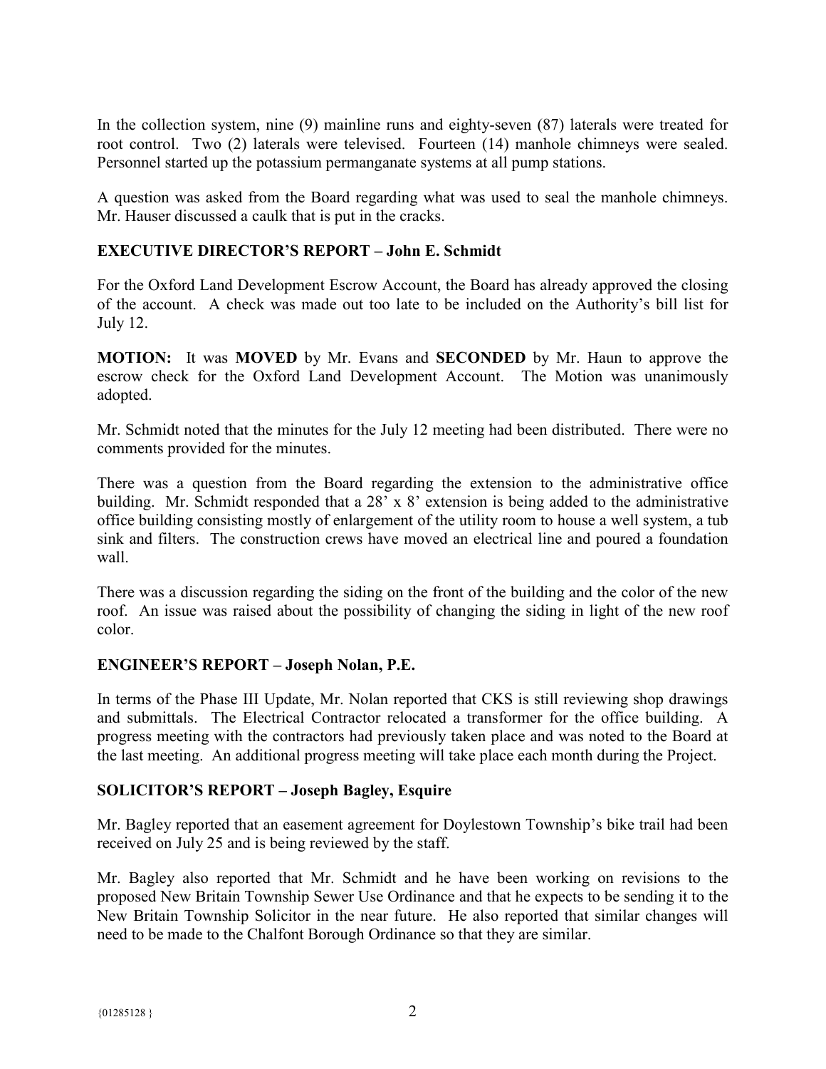In the collection system, nine (9) mainline runs and eighty-seven (87) laterals were treated for root control. Two (2) laterals were televised. Fourteen (14) manhole chimneys were sealed. Personnel started up the potassium permanganate systems at all pump stations.

A question was asked from the Board regarding what was used to seal the manhole chimneys. Mr. Hauser discussed a caulk that is put in the cracks.

## EXECUTIVE DIRECTOR'S REPORT – John E. Schmidt

For the Oxford Land Development Escrow Account, the Board has already approved the closing of the account. A check was made out too late to be included on the Authority's bill list for July 12.

**MOTION:** It was **MOVED** by Mr. Evans and **SECONDED** by Mr. Haun to approve the escrow check for the Oxford Land Development Account. The Motion was unanimously adopted.

Mr. Schmidt noted that the minutes for the July 12 meeting had been distributed. There were no comments provided for the minutes.

There was a question from the Board regarding the extension to the administrative office building. Mr. Schmidt responded that a 28' x 8' extension is being added to the administrative office building consisting mostly of enlargement of the utility room to house a well system, a tub sink and filters. The construction crews have moved an electrical line and poured a foundation wall.

There was a discussion regarding the siding on the front of the building and the color of the new roof. An issue was raised about the possibility of changing the siding in light of the new roof color.

## ENGINEER'S REPORT – Joseph Nolan, P.E.

In terms of the Phase III Update, Mr. Nolan reported that CKS is still reviewing shop drawings and submittals. The Electrical Contractor relocated a transformer for the office building. A progress meeting with the contractors had previously taken place and was noted to the Board at the last meeting. An additional progress meeting will take place each month during the Project.

## SOLICITOR'S REPORT – Joseph Bagley, Esquire

Mr. Bagley reported that an easement agreement for Doylestown Township's bike trail had been received on July 25 and is being reviewed by the staff.

Mr. Bagley also reported that Mr. Schmidt and he have been working on revisions to the proposed New Britain Township Sewer Use Ordinance and that he expects to be sending it to the New Britain Township Solicitor in the near future. He also reported that similar changes will need to be made to the Chalfont Borough Ordinance so that they are similar.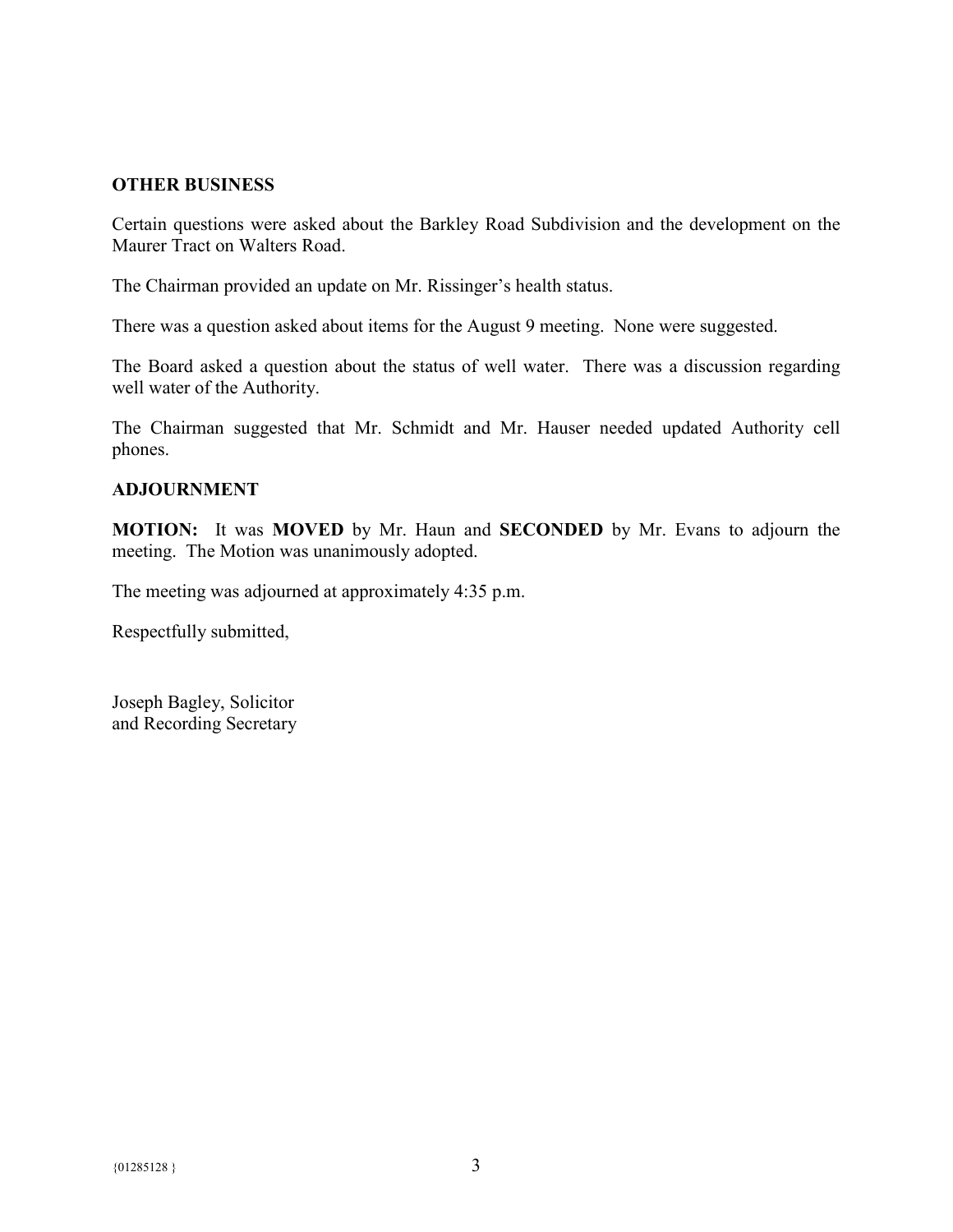**OTHER BUSINESS**

Certain questions were asked about the Barkley Road Subdivision and the development on the Maurer Tract on Walters Road.

The Chairman provided an update on Mr. Rissinger's health status.

There was a question asked about items for the August 9 meeting. None were suggested.

The Board asked a question about the status of well water. There was a discussion regarding well water of the Authority.

The Chairman suggested that Mr. Schmidt and Mr. Hauser needed updated Authority cell phones.

**ADJOURNMENT**

**MOTION:** It was **MOVED** by Mr. Haun and **SECONDED** by Mr. Evans to adjourn the meeting. The Motion was unanimously adopted.

The meeting was adjourned at approximately 4:35 p.m.

Respectfully submitted,

Joseph Bagley, Solicitor
and Recording Secretary

{01285128 }